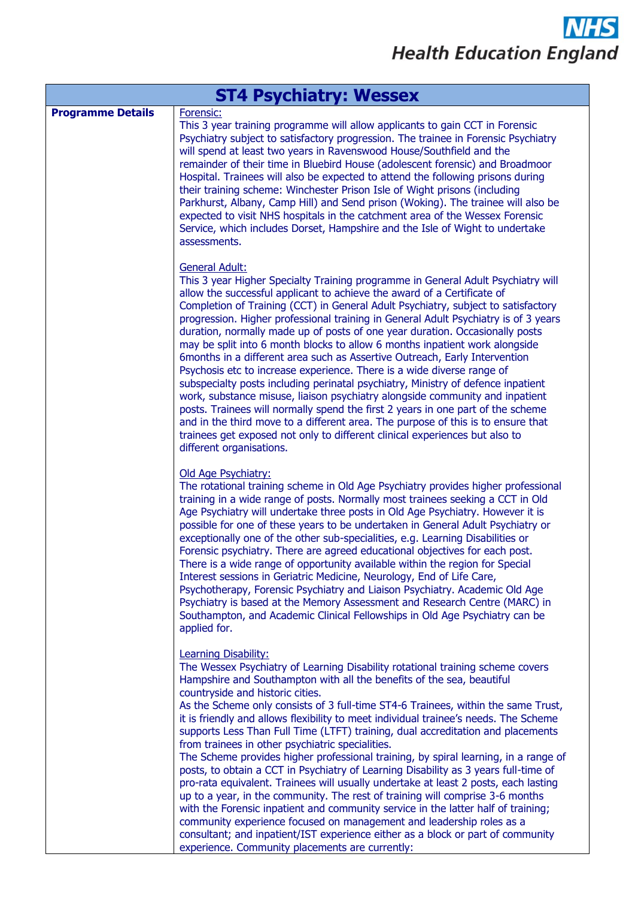| ST4 Psychiatry: Wessex | |
|---|---|
| **Programme Details** | Forensic:<br>This 3 year training programme will allow applicants to gain CCT in Forensic Psychiatry subject to satisfactory progression. The trainee in Forensic Psychiatry will spend at least two years in Ravenswood House/Southfield and the remainder of their time in Bluebird House (adolescent forensic) and Broadmoor Hospital. Trainees will also be expected to attend the following prisons during their training scheme: Winchester Prison Isle of Wight prisons (including Parkhurst, Albany, Camp Hill) and Send prison (Woking). The trainee will also be expected to visit NHS hospitals in the catchment area of the Wessex Forensic Service, which includes Dorset, Hampshire and the Isle of Wight to undertake assessments.<br><br>General Adult:<br>This 3 year Higher Specialty Training programme in General Adult Psychiatry will allow the successful applicant to achieve the award of a Certificate of Completion of Training (CCT) in General Adult Psychiatry, subject to satisfactory progression. Higher professional training in General Adult Psychiatry is of 3 years duration, normally made up of posts of one year duration. Occasionally posts may be split into 6 month blocks to allow 6 months inpatient work alongside 6months in a different area such as Assertive Outreach, Early Intervention Psychosis etc to increase experience. There is a wide diverse range of subspecialty posts including perinatal psychiatry, Ministry of defence inpatient work, substance misuse, liaison psychiatry alongside community and inpatient posts. Trainees will normally spend the first 2 years in one part of the scheme and in the third move to a different area. The purpose of this is to ensure that trainees get exposed not only to different clinical experiences but also to different organisations.<br><br>Old Age Psychiatry:<br>The rotational training scheme in Old Age Psychiatry provides higher professional training in a wide range of posts. Normally most trainees seeking a CCT in Old Age Psychiatry will undertake three posts in Old Age Psychiatry. However it is possible for one of these years to be undertaken in General Adult Psychiatry or exceptionally one of the other sub-specialities, e.g. Learning Disabilities or Forensic psychiatry. There are agreed educational objectives for each post. There is a wide range of opportunity available within the region for Special Interest sessions in Geriatric Medicine, Neurology, End of Life Care, Psychotherapy, Forensic Psychiatry and Liaison Psychiatry. Academic Old Age Psychiatry is based at the Memory Assessment and Research Centre (MARC) in Southampton, and Academic Clinical Fellowships in Old Age Psychiatry can be applied for.<br><br>Learning Disability:<br>The Wessex Psychiatry of Learning Disability rotational training scheme covers Hampshire and Southampton with all the benefits of the sea, beautiful countryside and historic cities.<br>As the Scheme only consists of 3 full-time ST4-6 Trainees, within the same Trust, it is friendly and allows flexibility to meet individual trainee's needs. The Scheme supports Less Than Full Time (LTFT) training, dual accreditation and placements from trainees in other psychiatric specialities.<br>The Scheme provides higher professional training, by spiral learning, in a range of posts, to obtain a CCT in Psychiatry of Learning Disability as 3 years full-time of pro-rata equivalent. Trainees will usually undertake at least 2 posts, each lasting up to a year, in the community. The rest of training will comprise 3-6 months with the Forensic inpatient and community service in the latter half of training; community experience focused on management and leadership roles as a consultant; and inpatient/IST experience either as a block or part of community experience. Community placements are currently: |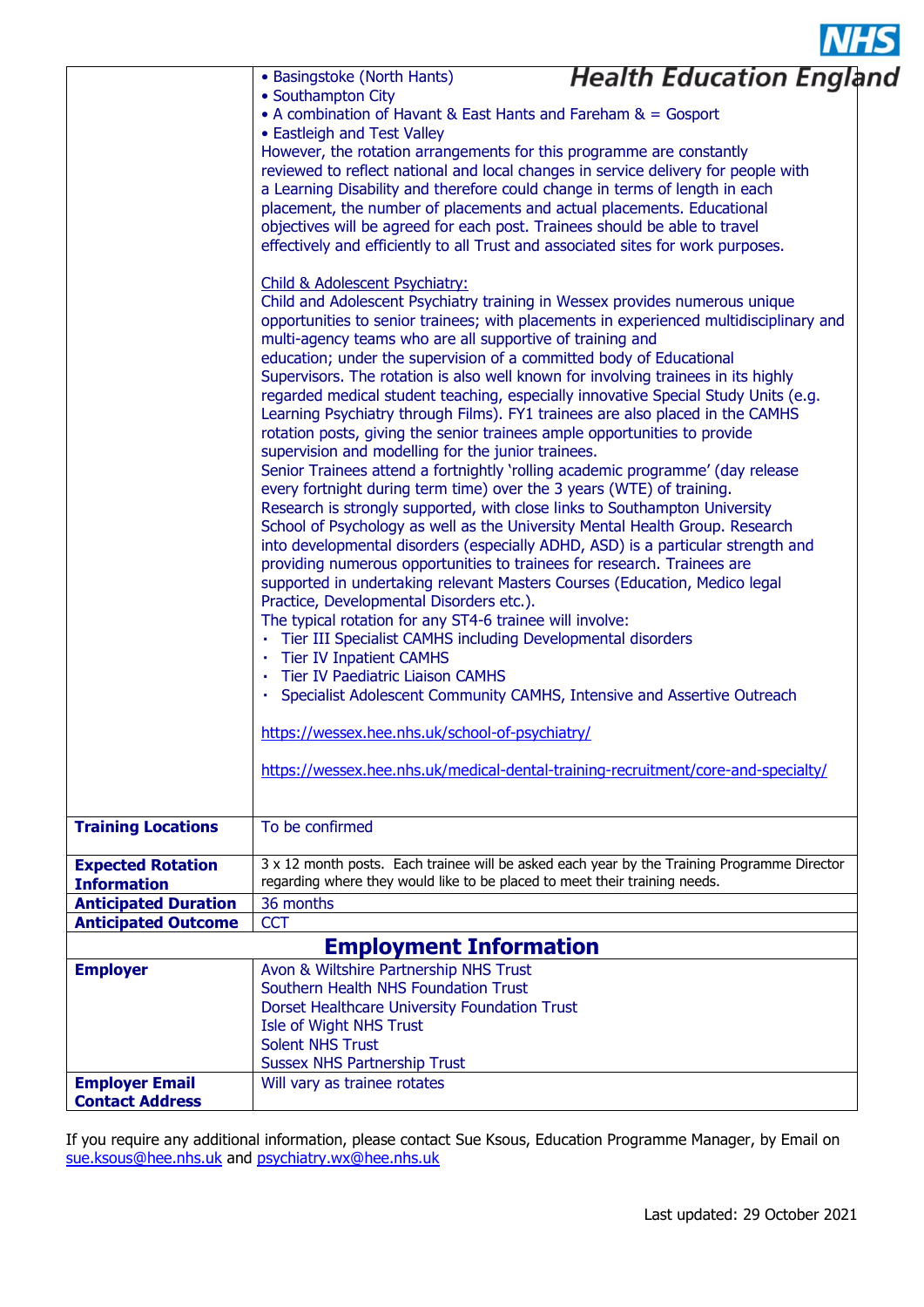| | |
|---|---|
| | • Basingstoke (North Hants)<br>• Southampton City<br>• A combination of Havant & East Hants and Fareham & = Gosport<br>• Eastleigh and Test Valley<br>However, the rotation arrangements for this programme are constantly reviewed to reflect national and local changes in service delivery for people with a Learning Disability and therefore could change in terms of length in each placement, the number of placements and actual placements. Educational objectives will be agreed for each post. Trainees should be able to travel effectively and efficiently to all Trust and associated sites for work purposes.<br><br>Child & Adolescent Psychiatry:<br>Child and Adolescent Psychiatry training in Wessex provides numerous unique opportunities to senior trainees; with placements in experienced multidisciplinary and multi-agency teams who are all supportive of training and education; under the supervision of a committed body of Educational Supervisors. The rotation is also well known for involving trainees in its highly regarded medical student teaching, especially innovative Special Study Units (e.g. Learning Psychiatry through Films). FY1 trainees are also placed in the CAMHS rotation posts, giving the senior trainees ample opportunities to provide supervision and modelling for the junior trainees.<br>Senior Trainees attend a fortnightly 'rolling academic programme' (day release every fortnight during term time) over the 3 years (WTE) of training.<br>Research is strongly supported, with close links to Southampton University School of Psychology as well as the University Mental Health Group. Research into developmental disorders (especially ADHD, ASD) is a particular strength and providing numerous opportunities to trainees for research. Trainees are supported in undertaking relevant Masters Courses (Education, Medico legal Practice, Developmental Disorders etc.).<br>The typical rotation for any ST4-6 trainee will involve:<br>▪ Tier III Specialist CAMHS including Developmental disorders<br>▪ Tier IV Inpatient CAMHS<br>▪ Tier IV Paediatric Liaison CAMHS<br>▪ Specialist Adolescent Community CAMHS, Intensive and Assertive Outreach<br><br>https://wessex.hee.nhs.uk/school-of-psychiatry/<br><br>https://wessex.hee.nhs.uk/medical-dental-training-recruitment/core-and-specialty/ |
| **Training Locations** | To be confirmed |
| **Expected Rotation Information** | 3 x 12 month posts. Each trainee will be asked each year by the Training Programme Director regarding where they would like to be placed to meet their training needs. |
| **Anticipated Duration** | 36 months |
| **Anticipated Outcome** | CCT |
| **Employment Information** | |
| **Employer** | Avon & Wiltshire Partnership NHS Trust<br>Southern Health NHS Foundation Trust<br>Dorset Healthcare University Foundation Trust<br>Isle of Wight NHS Trust<br>Solent NHS Trust<br>Sussex NHS Partnership Trust |
| **Employer Email Contact Address** | Will vary as trainee rotates |

If you require any additional information, please contact Sue Ksous, Education Programme Manager, by Email on sue.ksous@hee.nhs.uk and psychiatry.wx@hee.nhs.uk

Last updated: 29 October 2021